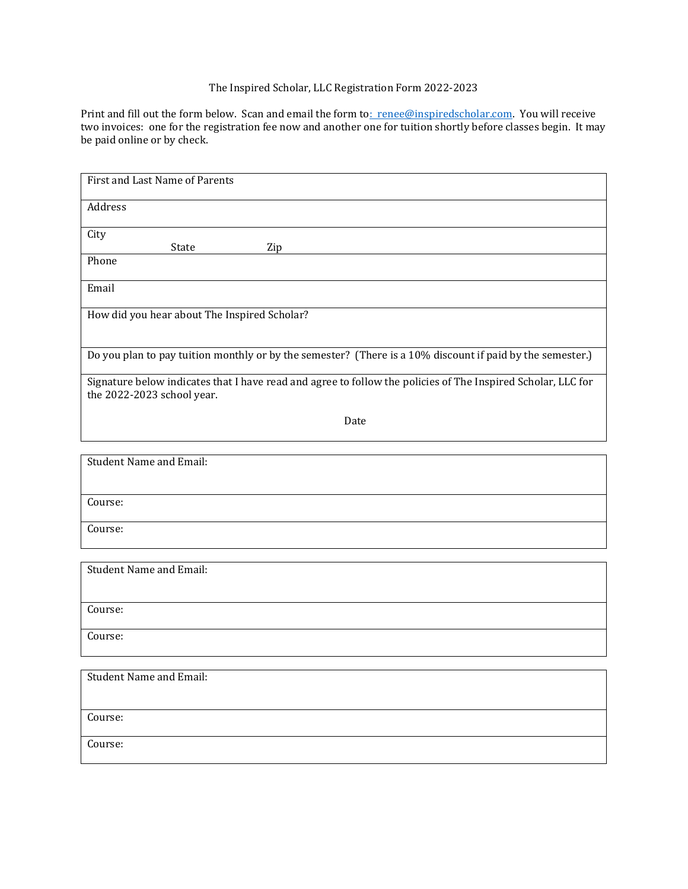# The Inspired Scholar, LLC Registration Form 2022-2023

Print and fill out the form below. Scan and email the form to: renee@inspiredscholar.com. You will receive two invoices: one for the registration fee now and another one for tuition shortly before classes begin. It may be paid online or by check.

| First and Last Name of Parents |
|---|
| Address |
| City State Zip |
| Phone |
| Email |
| How did you hear about The Inspired Scholar? |
| Do you plan to pay tuition monthly or by the semester? (There is a 10% discount if paid by the semester.) |
| Signature below indicates that I have read and agree to follow the policies of The Inspired Scholar, LLC for the 2022-2023 school year.<br><br>Date |

| Student Name and Email: |
|---|
| Course: |
| Course: |

| Student Name and Email: |
|---|
| Course: |
| Course: |

| Student Name and Email: |
|---|
| Course: |
| Course: |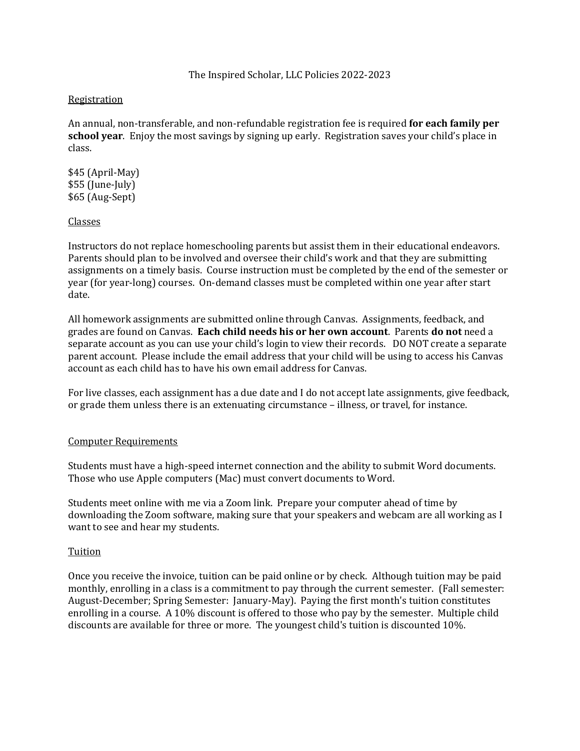The Inspired Scholar, LLC Policies 2022-2023

## Registration

An annual, non-transferable, and non-refundable registration fee is required **for each family per school year**. Enjoy the most savings by signing up early. Registration saves your child's place in class.

$45 (April-May)
$55 (June-July)
$65 (Aug-Sept)

## Classes

Instructors do not replace homeschooling parents but assist them in their educational endeavors. Parents should plan to be involved and oversee their child's work and that they are submitting assignments on a timely basis. Course instruction must be completed by the end of the semester or year (for year-long) courses. On-demand classes must be completed within one year after start date.

All homework assignments are submitted online through Canvas. Assignments, feedback, and grades are found on Canvas. **Each child needs his or her own account**. Parents **do not** need a separate account as you can use your child's login to view their records. DO NOT create a separate parent account. Please include the email address that your child will be using to access his Canvas account as each child has to have his own email address for Canvas.

For live classes, each assignment has a due date and I do not accept late assignments, give feedback, or grade them unless there is an extenuating circumstance – illness, or travel, for instance.

## Computer Requirements

Students must have a high-speed internet connection and the ability to submit Word documents. Those who use Apple computers (Mac) must convert documents to Word.

Students meet online with me via a Zoom link. Prepare your computer ahead of time by downloading the Zoom software, making sure that your speakers and webcam are all working as I want to see and hear my students.

## Tuition

Once you receive the invoice, tuition can be paid online or by check. Although tuition may be paid monthly, enrolling in a class is a commitment to pay through the current semester. (Fall semester: August-December; Spring Semester: January-May). Paying the first month's tuition constitutes enrolling in a course. A 10% discount is offered to those who pay by the semester. Multiple child discounts are available for three or more. The youngest child's tuition is discounted 10%.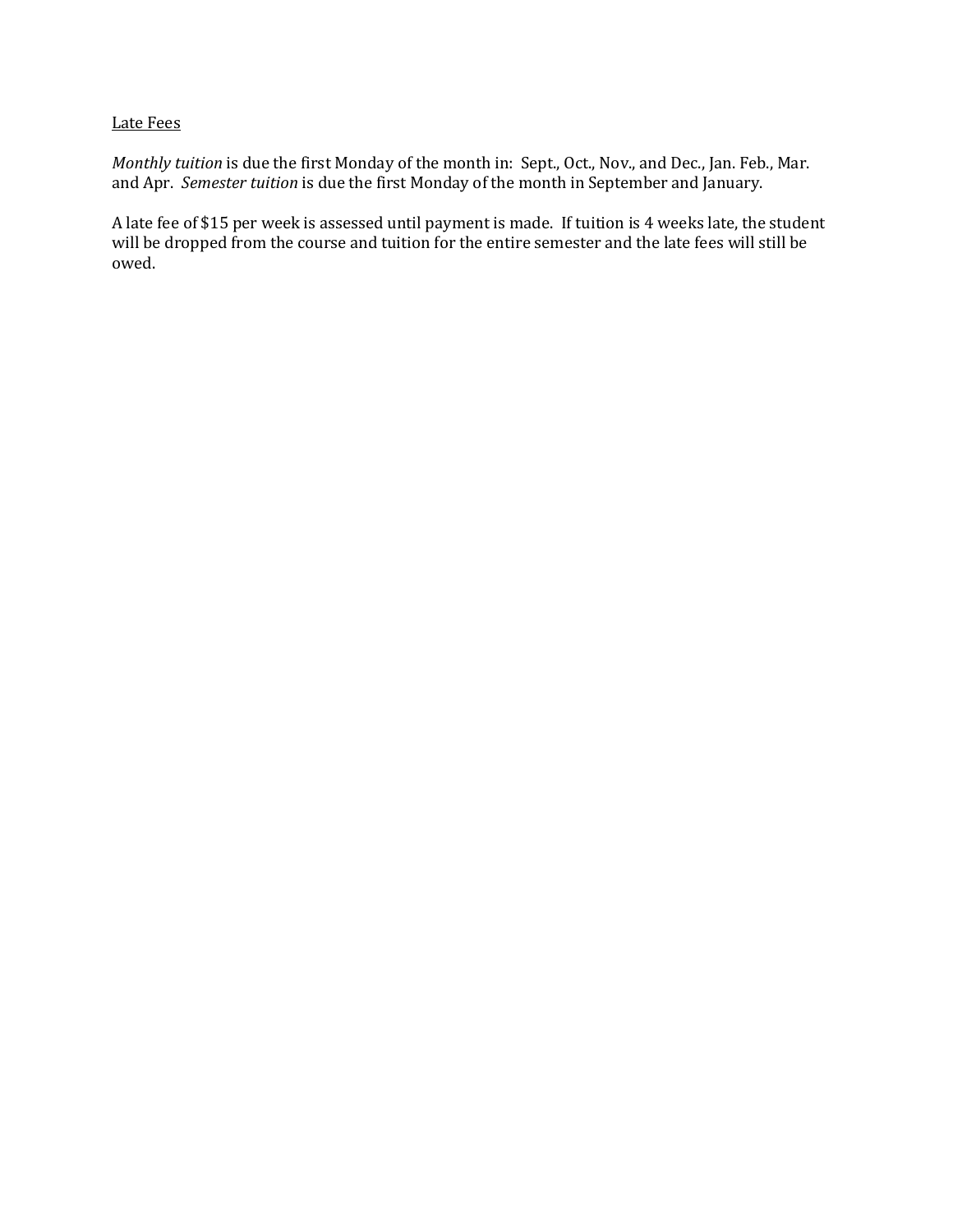Late Fees

*Monthly tuition* is due the first Monday of the month in: Sept., Oct., Nov., and Dec., Jan. Feb., Mar. and Apr. *Semester tuition* is due the first Monday of the month in September and January.

A late fee of $15 per week is assessed until payment is made. If tuition is 4 weeks late, the student will be dropped from the course and tuition for the entire semester and the late fees will still be owed.